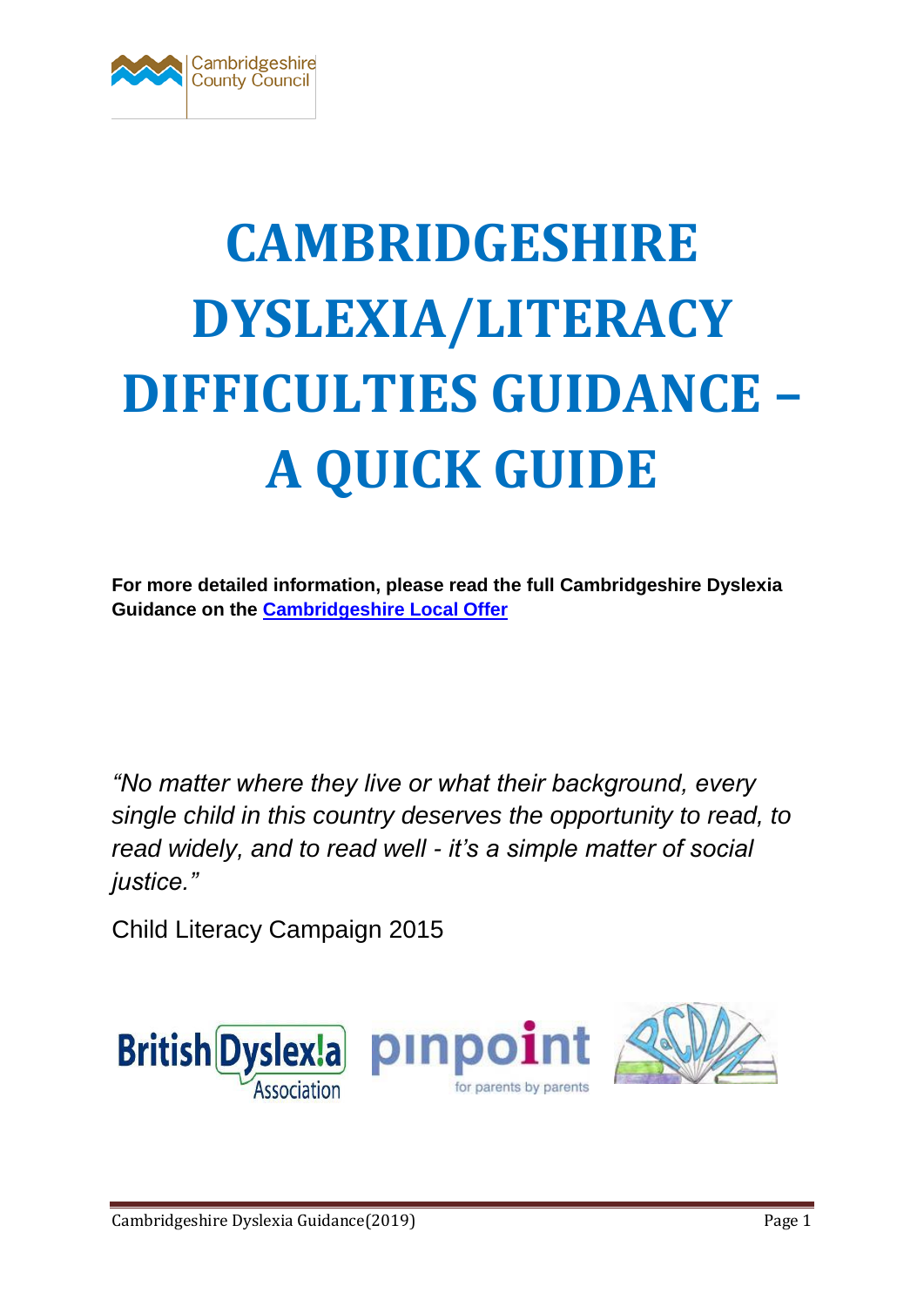# CAMBRIDGESHIRE DYSLEXIA/LITERACY DIFFICULTIES GUIDANCE – A QUICK GUIDE

**For more detailed information, please read the full Cambridgeshire Dyslexia Guidance on the [Cambridgeshire Local Offer]()**

*"No matter where they live or what their background, every single child in this country deserves the opportunity to read, to read widely, and to read well - it's a simple matter of social justice."*

Child Literacy Campaign 2015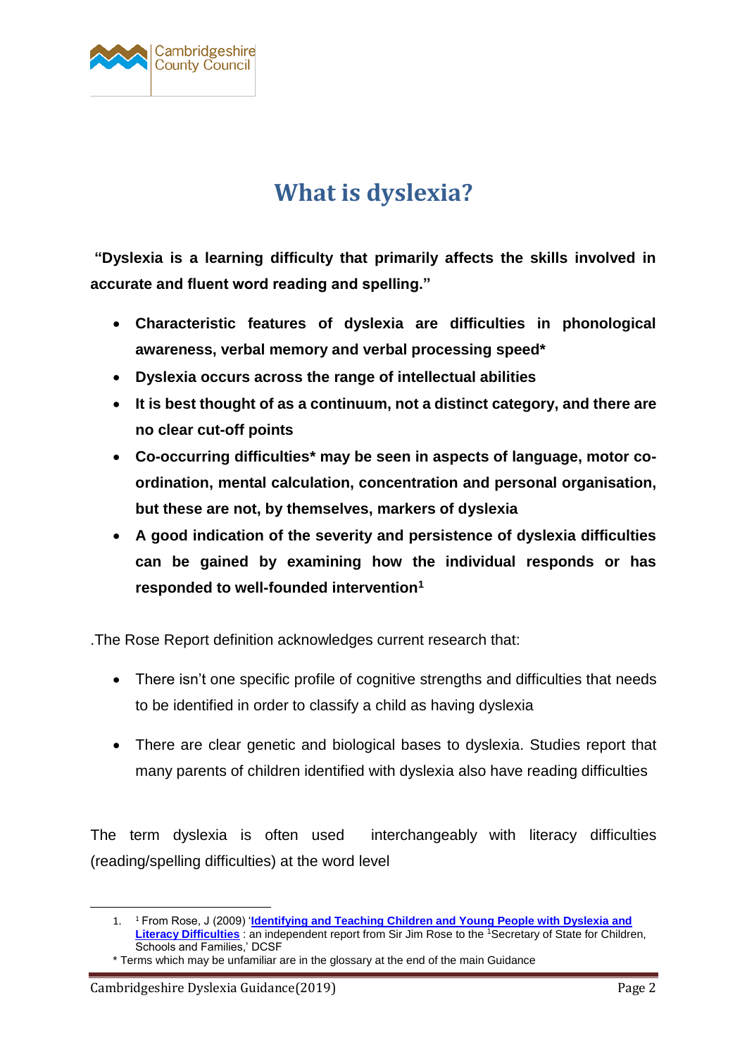# What is dyslexia?

**"Dyslexia is a learning difficulty that primarily affects the skills involved in accurate and fluent word reading and spelling."**

- **Characteristic features of dyslexia are difficulties in phonological awareness, verbal memory and verbal processing speed***
- **Dyslexia occurs across the range of intellectual abilities**
- **It is best thought of as a continuum, not a distinct category, and there are no clear cut-off points**
- **Co-occurring difficulties* may be seen in aspects of language, motor co-ordination, mental calculation, concentration and personal organisation, but these are not, by themselves, markers of dyslexia**
- **A good indication of the severity and persistence of dyslexia difficulties can be gained by examining how the individual responds or has responded to well-founded intervention[1]**

.The Rose Report definition acknowledges current research that:

- There isn't one specific profile of cognitive strengths and difficulties that needs to be identified in order to classify a child as having dyslexia

- There are clear genetic and biological bases to dyslexia. Studies report that many parents of children identified with dyslexia also have reading difficulties

The term dyslexia is often used interchangeably with literacy difficulties (reading/spelling difficulties) at the word level

1. [1] From Rose, J (2009) '**Identifying and Teaching Children and Young People with Dyslexia and Literacy Difficulties** : an independent report from Sir Jim Rose to the [1]Secretary of State for Children, Schools and Families,' DCSF

\* Terms which may be unfamiliar are in the glossary at the end of the main Guidance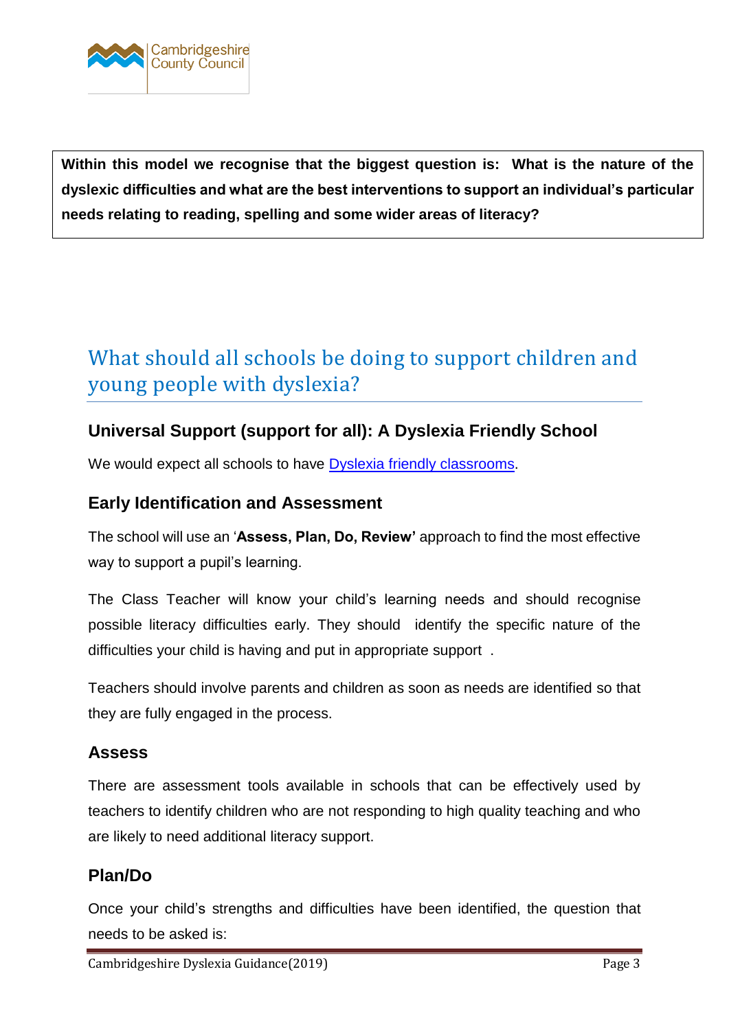**Within this model we recognise that the biggest question is: What is the nature of the dyslexic difficulties and what are the best interventions to support an individual's particular needs relating to reading, spelling and some wider areas of literacy?**

## What should all schools be doing to support children and young people with dyslexia?

### Universal Support (support for all): A Dyslexia Friendly School

We would expect all schools to have [Dyslexia friendly classrooms](#).

### Early Identification and Assessment

The school will use an '**Assess, Plan, Do, Review'** approach to find the most effective way to support a pupil's learning.

The Class Teacher will know your child's learning needs and should recognise possible literacy difficulties early. They should identify the specific nature of the difficulties your child is having and put in appropriate support .

Teachers should involve parents and children as soon as needs are identified so that they are fully engaged in the process.

### Assess

There are assessment tools available in schools that can be effectively used by teachers to identify children who are not responding to high quality teaching and who are likely to need additional literacy support.

### Plan/Do

Once your child's strengths and difficulties have been identified, the question that needs to be asked is: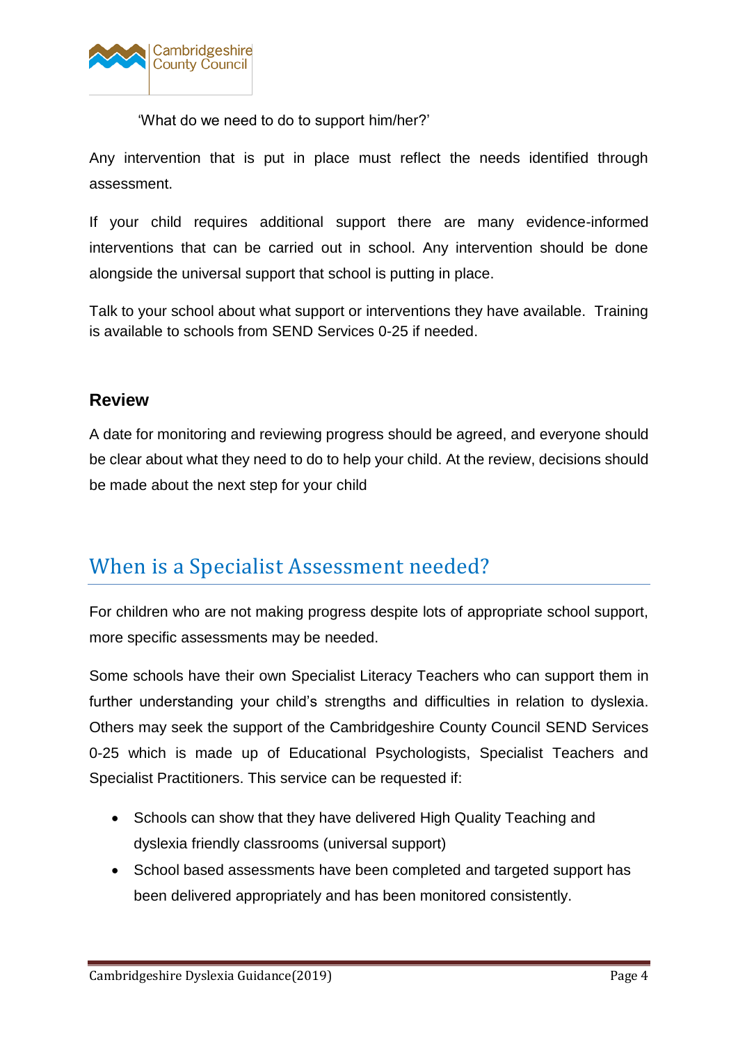'What do we need to do to support him/her?'

Any intervention that is put in place must reflect the needs identified through assessment.

If your child requires additional support there are many evidence-informed interventions that can be carried out in school. Any intervention should be done alongside the universal support that school is putting in place.

Talk to your school about what support or interventions they have available. Training is available to schools from SEND Services 0-25 if needed.

### Review

A date for monitoring and reviewing progress should be agreed, and everyone should be clear about what they need to do to help your child. At the review, decisions should be made about the next step for your child

## When is a Specialist Assessment needed?

For children who are not making progress despite lots of appropriate school support, more specific assessments may be needed.

Some schools have their own Specialist Literacy Teachers who can support them in further understanding your child's strengths and difficulties in relation to dyslexia. Others may seek the support of the Cambridgeshire County Council SEND Services 0-25 which is made up of Educational Psychologists, Specialist Teachers and Specialist Practitioners. This service can be requested if:

- Schools can show that they have delivered High Quality Teaching and dyslexia friendly classrooms (universal support)
- School based assessments have been completed and targeted support has been delivered appropriately and has been monitored consistently.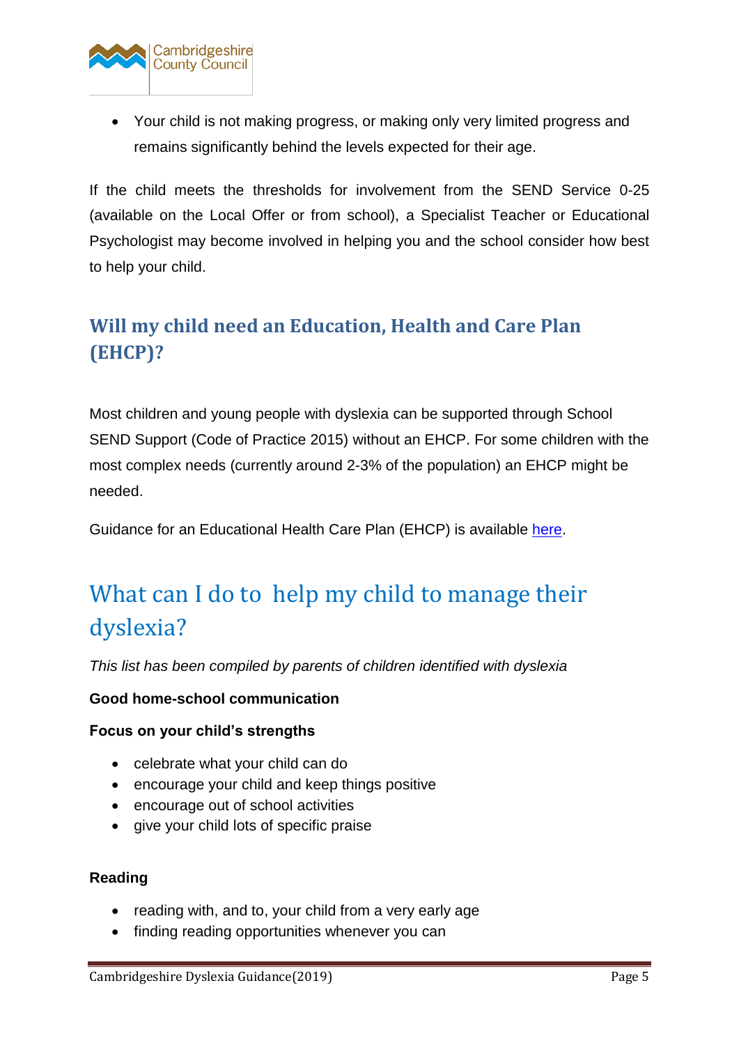- Your child is not making progress, or making only very limited progress and remains significantly behind the levels expected for their age.

If the child meets the thresholds for involvement from the SEND Service 0-25 (available on the Local Offer or from school), a Specialist Teacher or Educational Psychologist may become involved in helping you and the school consider how best to help your child.

## Will my child need an Education, Health and Care Plan (EHCP)?

Most children and young people with dyslexia can be supported through School SEND Support (Code of Practice 2015) without an EHCP. For some children with the most complex needs (currently around 2-3% of the population) an EHCP might be needed.

Guidance for an Educational Health Care Plan (EHCP) is available here.

# What can I do to help my child to manage their dyslexia?

*This list has been compiled by parents of children identified with dyslexia*

**Good home-school communication**

**Focus on your child's strengths**

- celebrate what your child can do
- encourage your child and keep things positive
- encourage out of school activities
- give your child lots of specific praise

**Reading**

- reading with, and to, your child from a very early age
- finding reading opportunities whenever you can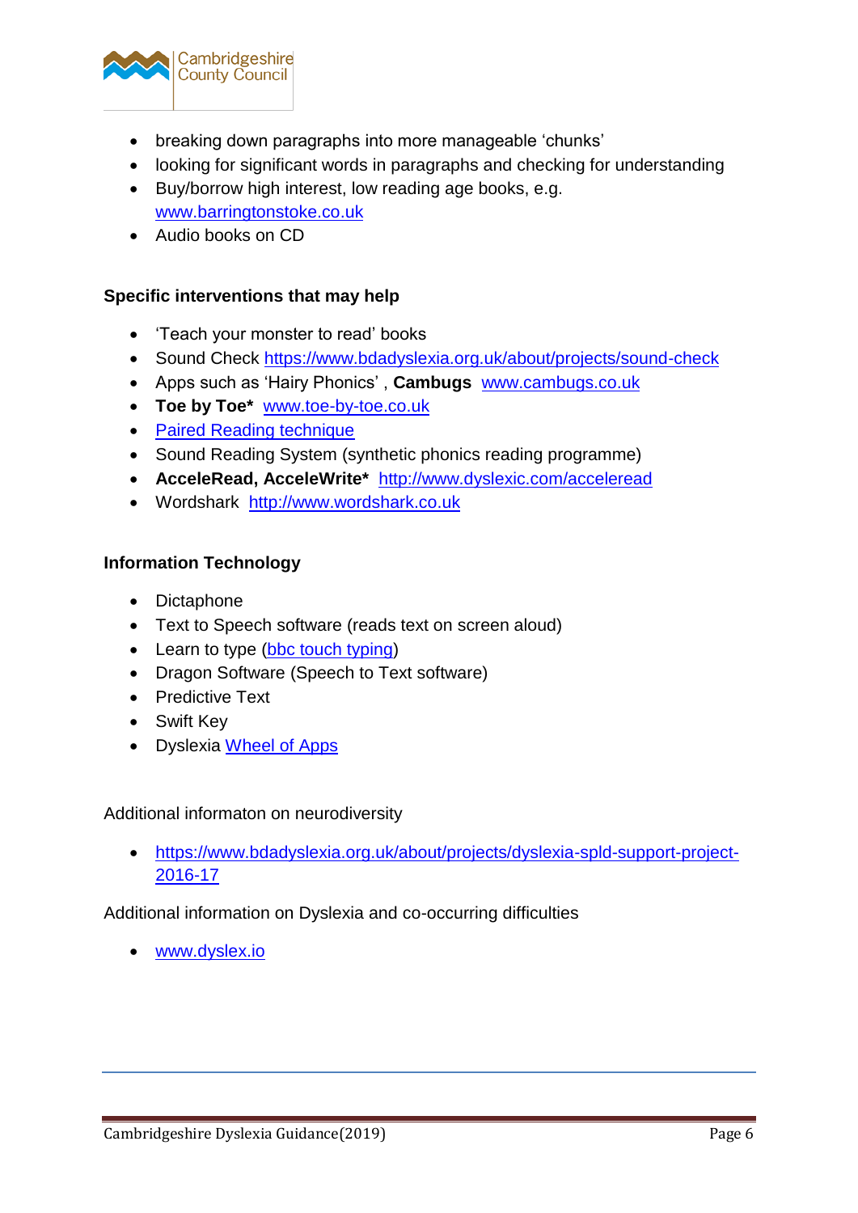- breaking down paragraphs into more manageable ‘chunks’
- looking for significant words in paragraphs and checking for understanding
- Buy/borrow high interest, low reading age books, e.g. www.barringtonstoke.co.uk
- Audio books on CD

**Specific interventions that may help**

- ‘Teach your monster to read’ books
- Sound Check https://www.bdadyslexia.org.uk/about/projects/sound-check
- Apps such as ‘Hairy Phonics’ , **Cambugs** www.cambugs.co.uk
- **Toe by Toe*** www.toe-by-toe.co.uk
- Paired Reading technique
- Sound Reading System (synthetic phonics reading programme)
- **AcceleRead, AcceleWrite*** http://www.dyslexic.com/acceleread
- Wordshark http://www.wordshark.co.uk

**Information Technology**

- Dictaphone
- Text to Speech software (reads text on screen aloud)
- Learn to type (bbc touch typing)
- Dragon Software (Speech to Text software)
- Predictive Text
- Swift Key
- Dyslexia Wheel of Apps

Additional informaton on neurodiversity

- https://www.bdadyslexia.org.uk/about/projects/dyslexia-spld-support-project-2016-17

Additional information on Dyslexia and co-occurring difficulties

- www.dyslex.io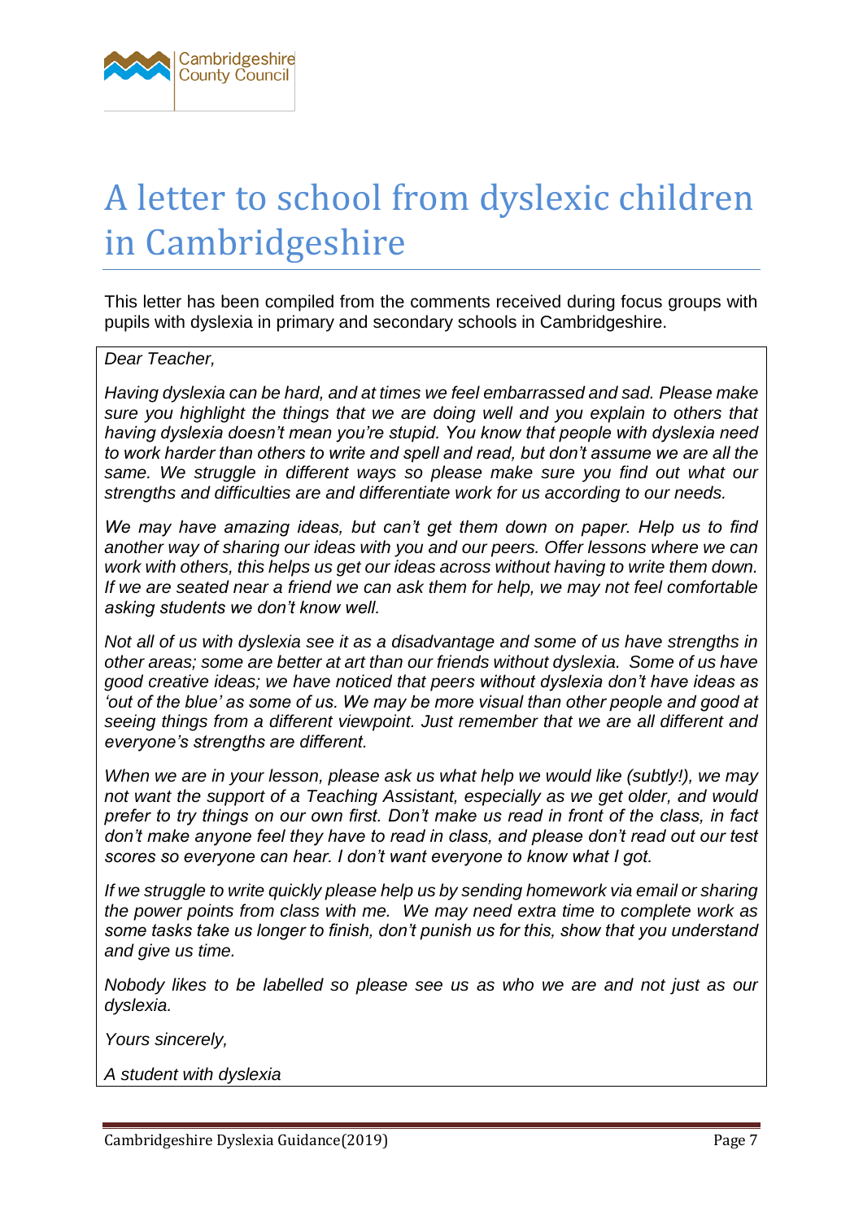# A letter to school from dyslexic children in Cambridgeshire

This letter has been compiled from the comments received during focus groups with pupils with dyslexia in primary and secondary schools in Cambridgeshire.

*Dear Teacher,*

*Having dyslexia can be hard, and at times we feel embarrassed and sad. Please make sure you highlight the things that we are doing well and you explain to others that having dyslexia doesn't mean you're stupid. You know that people with dyslexia need to work harder than others to write and spell and read, but don't assume we are all the same. We struggle in different ways so please make sure you find out what our strengths and difficulties are and differentiate work for us according to our needs.*

*We may have amazing ideas, but can't get them down on paper. Help us to find another way of sharing our ideas with you and our peers. Offer lessons where we can work with others, this helps us get our ideas across without having to write them down. If we are seated near a friend we can ask them for help, we may not feel comfortable asking students we don't know well.*

*Not all of us with dyslexia see it as a disadvantage and some of us have strengths in other areas; some are better at art than our friends without dyslexia. Some of us have good creative ideas; we have noticed that peers without dyslexia don't have ideas as 'out of the blue' as some of us. We may be more visual than other people and good at seeing things from a different viewpoint. Just remember that we are all different and everyone's strengths are different.*

*When we are in your lesson, please ask us what help we would like (subtly!), we may not want the support of a Teaching Assistant, especially as we get older, and would prefer to try things on our own first. Don't make us read in front of the class, in fact don't make anyone feel they have to read in class, and please don't read out our test scores so everyone can hear. I don't want everyone to know what I got.*

*If we struggle to write quickly please help us by sending homework via email or sharing the power points from class with me. We may need extra time to complete work as some tasks take us longer to finish, don't punish us for this, show that you understand and give us time.*

*Nobody likes to be labelled so please see us as who we are and not just as our dyslexia.*

*Yours sincerely,*

*A student with dyslexia*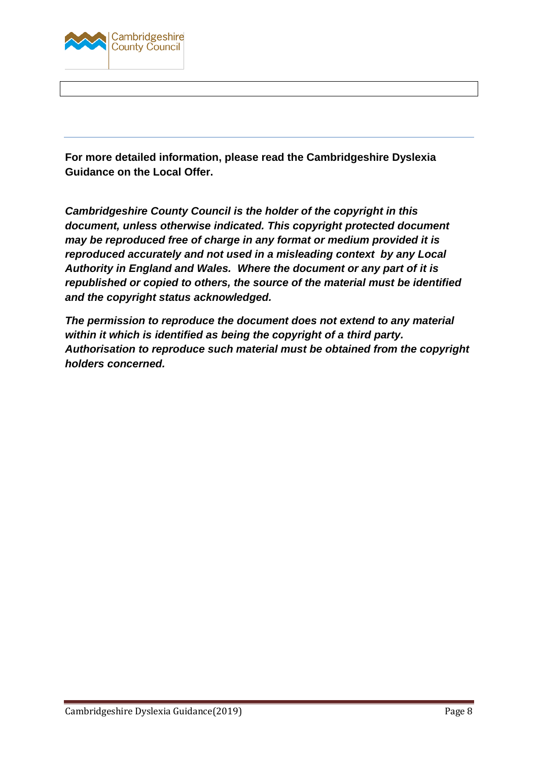**For more detailed information, please read the Cambridgeshire Dyslexia Guidance on the Local Offer.**

***Cambridgeshire County Council is the holder of the copyright in this document, unless otherwise indicated. This copyright protected document may be reproduced free of charge in any format or medium provided it is reproduced accurately and not used in a misleading context by any Local Authority in England and Wales. Where the document or any part of it is republished or copied to others, the source of the material must be identified and the copyright status acknowledged.***

***The permission to reproduce the document does not extend to any material within it which is identified as being the copyright of a third party. Authorisation to reproduce such material must be obtained from the copyright holders concerned.***